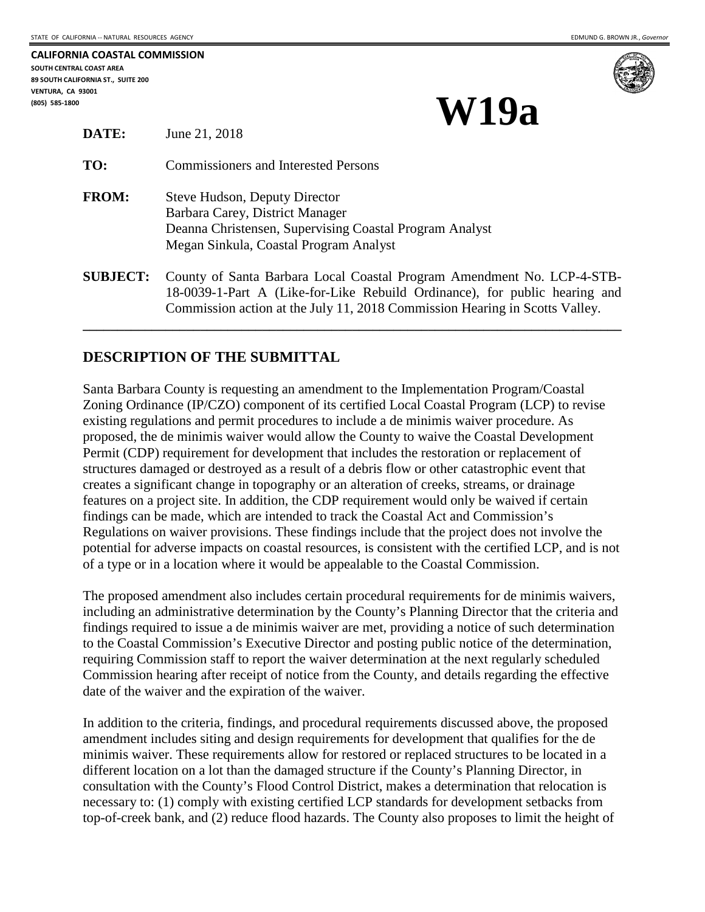STATE OF CALIFORNIA -- NATURAL RESOURCES AGENCY EDMUND G. BROWN JR., *Governor*

**CALIFORNIA COASTAL COMMISSION**
**SOUTH CENTRAL COAST AREA**
**89 SOUTH CALIFORNIA ST., SUITE 200**
**VENTURA, CA 93001**
**(805) 585-1800**

# W19a

**DATE:** June 21, 2018

**TO:** Commissioners and Interested Persons

**FROM:** Steve Hudson, Deputy Director
Barbara Carey, District Manager
Deanna Christensen, Supervising Coastal Program Analyst
Megan Sinkula, Coastal Program Analyst

**SUBJECT:** County of Santa Barbara Local Coastal Program Amendment No. LCP-4-STB-18-0039-1-Part A (Like-for-Like Rebuild Ordinance), for public hearing and Commission action at the July 11, 2018 Commission Hearing in Scotts Valley.

---

## DESCRIPTION OF THE SUBMITTAL

Santa Barbara County is requesting an amendment to the Implementation Program/Coastal Zoning Ordinance (IP/CZO) component of its certified Local Coastal Program (LCP) to revise existing regulations and permit procedures to include a de minimis waiver procedure. As proposed, the de minimis waiver would allow the County to waive the Coastal Development Permit (CDP) requirement for development that includes the restoration or replacement of structures damaged or destroyed as a result of a debris flow or other catastrophic event that creates a significant change in topography or an alteration of creeks, streams, or drainage features on a project site. In addition, the CDP requirement would only be waived if certain findings can be made, which are intended to track the Coastal Act and Commission's Regulations on waiver provisions. These findings include that the project does not involve the potential for adverse impacts on coastal resources, is consistent with the certified LCP, and is not of a type or in a location where it would be appealable to the Coastal Commission.

The proposed amendment also includes certain procedural requirements for de minimis waivers, including an administrative determination by the County's Planning Director that the criteria and findings required to issue a de minimis waiver are met, providing a notice of such determination to the Coastal Commission's Executive Director and posting public notice of the determination, requiring Commission staff to report the waiver determination at the next regularly scheduled Commission hearing after receipt of notice from the County, and details regarding the effective date of the waiver and the expiration of the waiver.

In addition to the criteria, findings, and procedural requirements discussed above, the proposed amendment includes siting and design requirements for development that qualifies for the de minimis waiver. These requirements allow for restored or replaced structures to be located in a different location on a lot than the damaged structure if the County's Planning Director, in consultation with the County's Flood Control District, makes a determination that relocation is necessary to: (1) comply with existing certified LCP standards for development setbacks from top-of-creek bank, and (2) reduce flood hazards. The County also proposes to limit the height of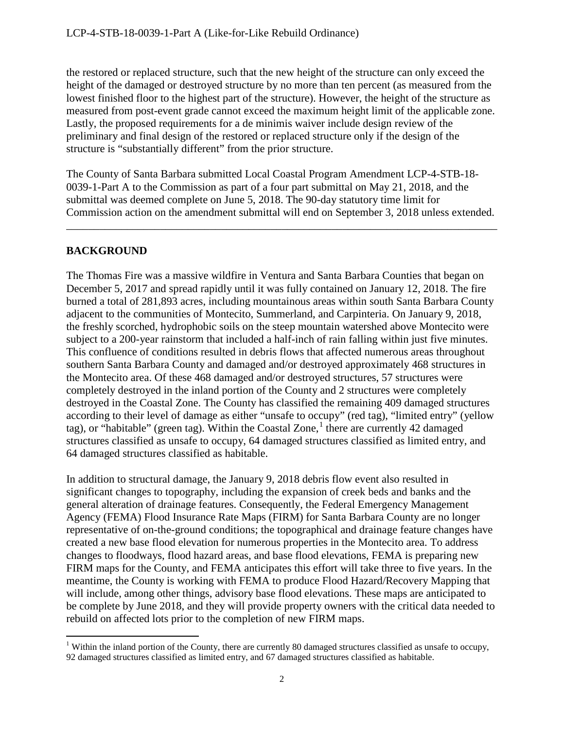the restored or replaced structure, such that the new height of the structure can only exceed the height of the damaged or destroyed structure by no more than ten percent (as measured from the lowest finished floor to the highest part of the structure). However, the height of the structure as measured from post-event grade cannot exceed the maximum height limit of the applicable zone. Lastly, the proposed requirements for a de minimis waiver include design review of the preliminary and final design of the restored or replaced structure only if the design of the structure is "substantially different" from the prior structure.

The County of Santa Barbara submitted Local Coastal Program Amendment LCP-4-STB-18-0039-1-Part A to the Commission as part of a four part submittal on May 21, 2018, and the submittal was deemed complete on June 5, 2018. The 90-day statutory time limit for Commission action on the amendment submittal will end on September 3, 2018 unless extended.

---

## BACKGROUND

The Thomas Fire was a massive wildfire in Ventura and Santa Barbara Counties that began on December 5, 2017 and spread rapidly until it was fully contained on January 12, 2018. The fire burned a total of 281,893 acres, including mountainous areas within south Santa Barbara County adjacent to the communities of Montecito, Summerland, and Carpinteria. On January 9, 2018, the freshly scorched, hydrophobic soils on the steep mountain watershed above Montecito were subject to a 200-year rainstorm that included a half-inch of rain falling within just five minutes. This confluence of conditions resulted in debris flows that affected numerous areas throughout southern Santa Barbara County and damaged and/or destroyed approximately 468 structures in the Montecito area. Of these 468 damaged and/or destroyed structures, 57 structures were completely destroyed in the inland portion of the County and 2 structures were completely destroyed in the Coastal Zone. The County has classified the remaining 409 damaged structures according to their level of damage as either "unsafe to occupy" (red tag), "limited entry" (yellow tag), or "habitable" (green tag). Within the Coastal Zone,[1] there are currently 42 damaged structures classified as unsafe to occupy, 64 damaged structures classified as limited entry, and 64 damaged structures classified as habitable.

In addition to structural damage, the January 9, 2018 debris flow event also resulted in significant changes to topography, including the expansion of creek beds and banks and the general alteration of drainage features. Consequently, the Federal Emergency Management Agency (FEMA) Flood Insurance Rate Maps (FIRM) for Santa Barbara County are no longer representative of on-the-ground conditions; the topographical and drainage feature changes have created a new base flood elevation for numerous properties in the Montecito area. To address changes to floodways, flood hazard areas, and base flood elevations, FEMA is preparing new FIRM maps for the County, and FEMA anticipates this effort will take three to five years. In the meantime, the County is working with FEMA to produce Flood Hazard/Recovery Mapping that will include, among other things, advisory base flood elevations. These maps are anticipated to be complete by June 2018, and they will provide property owners with the critical data needed to rebuild on affected lots prior to the completion of new FIRM maps.

---

[1] Within the inland portion of the County, there are currently 80 damaged structures classified as unsafe to occupy, 92 damaged structures classified as limited entry, and 67 damaged structures classified as habitable.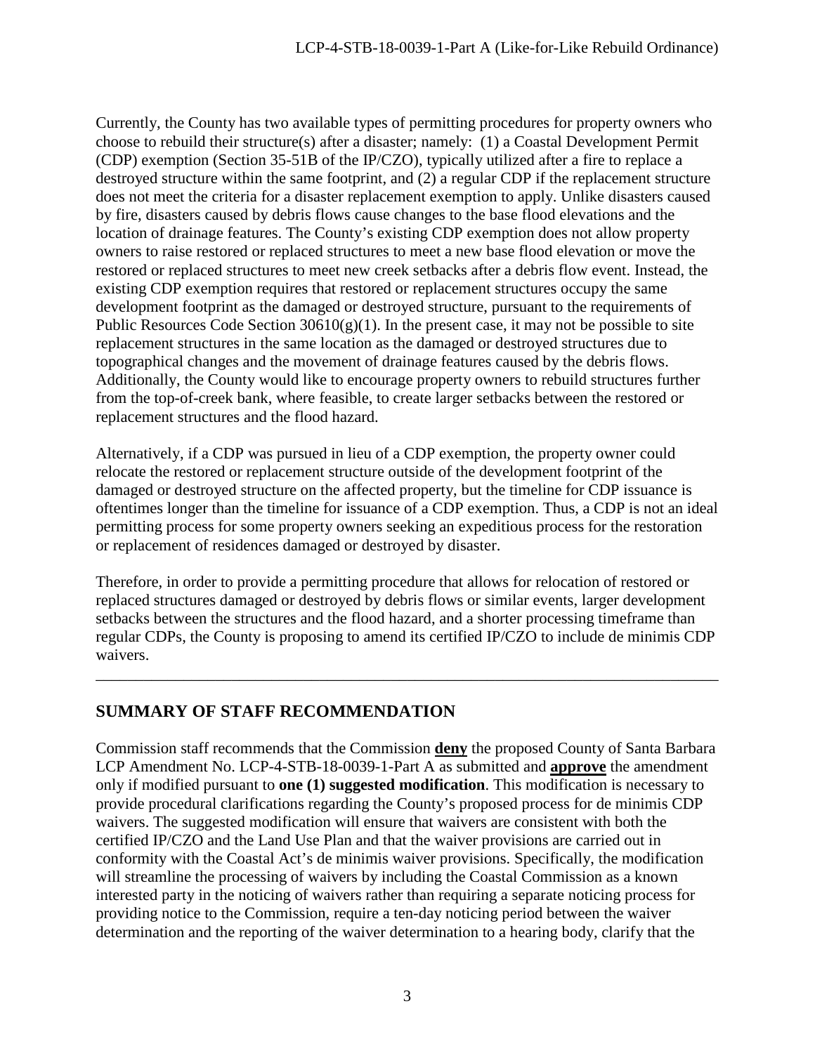Currently, the County has two available types of permitting procedures for property owners who choose to rebuild their structure(s) after a disaster; namely: (1) a Coastal Development Permit (CDP) exemption (Section 35-51B of the IP/CZO), typically utilized after a fire to replace a destroyed structure within the same footprint, and (2) a regular CDP if the replacement structure does not meet the criteria for a disaster replacement exemption to apply. Unlike disasters caused by fire, disasters caused by debris flows cause changes to the base flood elevations and the location of drainage features. The County's existing CDP exemption does not allow property owners to raise restored or replaced structures to meet a new base flood elevation or move the restored or replaced structures to meet new creek setbacks after a debris flow event. Instead, the existing CDP exemption requires that restored or replacement structures occupy the same development footprint as the damaged or destroyed structure, pursuant to the requirements of Public Resources Code Section 30610(g)(1). In the present case, it may not be possible to site replacement structures in the same location as the damaged or destroyed structures due to topographical changes and the movement of drainage features caused by the debris flows. Additionally, the County would like to encourage property owners to rebuild structures further from the top-of-creek bank, where feasible, to create larger setbacks between the restored or replacement structures and the flood hazard.

Alternatively, if a CDP was pursued in lieu of a CDP exemption, the property owner could relocate the restored or replacement structure outside of the development footprint of the damaged or destroyed structure on the affected property, but the timeline for CDP issuance is oftentimes longer than the timeline for issuance of a CDP exemption. Thus, a CDP is not an ideal permitting process for some property owners seeking an expeditious process for the restoration or replacement of residences damaged or destroyed by disaster.

Therefore, in order to provide a permitting procedure that allows for relocation of restored or replaced structures damaged or destroyed by debris flows or similar events, larger development setbacks between the structures and the flood hazard, and a shorter processing timeframe than regular CDPs, the County is proposing to amend its certified IP/CZO to include de minimis CDP waivers.

---

## SUMMARY OF STAFF RECOMMENDATION

Commission staff recommends that the Commission **deny** the proposed County of Santa Barbara LCP Amendment No. LCP-4-STB-18-0039-1-Part A as submitted and **approve** the amendment only if modified pursuant to **one (1) suggested modification**. This modification is necessary to provide procedural clarifications regarding the County's proposed process for de minimis CDP waivers. The suggested modification will ensure that waivers are consistent with both the certified IP/CZO and the Land Use Plan and that the waiver provisions are carried out in conformity with the Coastal Act's de minimis waiver provisions. Specifically, the modification will streamline the processing of waivers by including the Coastal Commission as a known interested party in the noticing of waivers rather than requiring a separate noticing process for providing notice to the Commission, require a ten-day noticing period between the waiver determination and the reporting of the waiver determination to a hearing body, clarify that the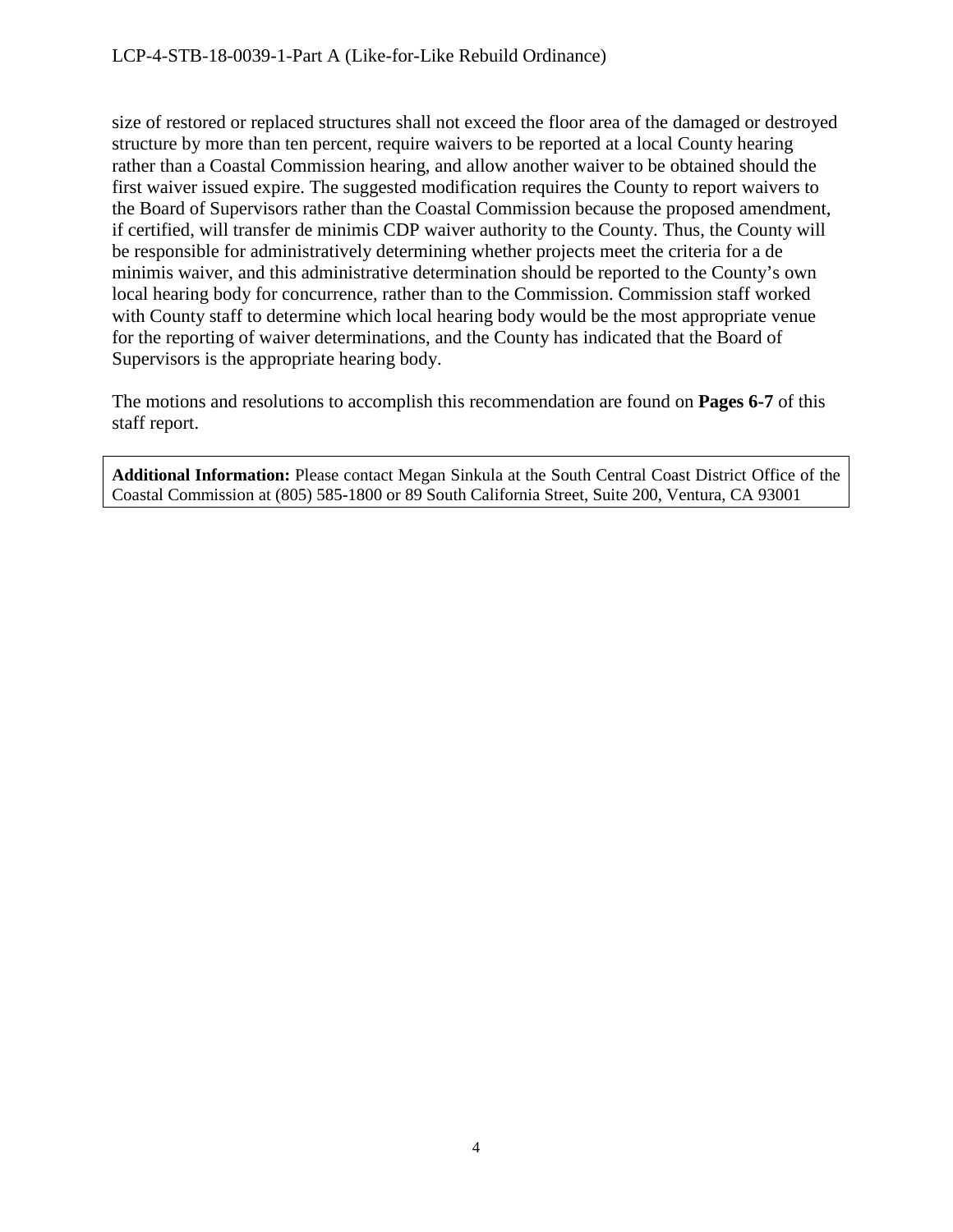size of restored or replaced structures shall not exceed the floor area of the damaged or destroyed structure by more than ten percent, require waivers to be reported at a local County hearing rather than a Coastal Commission hearing, and allow another waiver to be obtained should the first waiver issued expire. The suggested modification requires the County to report waivers to the Board of Supervisors rather than the Coastal Commission because the proposed amendment, if certified, will transfer de minimis CDP waiver authority to the County. Thus, the County will be responsible for administratively determining whether projects meet the criteria for a de minimis waiver, and this administrative determination should be reported to the County's own local hearing body for concurrence, rather than to the Commission. Commission staff worked with County staff to determine which local hearing body would be the most appropriate venue for the reporting of waiver determinations, and the County has indicated that the Board of Supervisors is the appropriate hearing body.

The motions and resolutions to accomplish this recommendation are found on **Pages 6-7** of this staff report.

**Additional Information:** Please contact Megan Sinkula at the South Central Coast District Office of the Coastal Commission at (805) 585-1800 or 89 South California Street, Suite 200, Ventura, CA 93001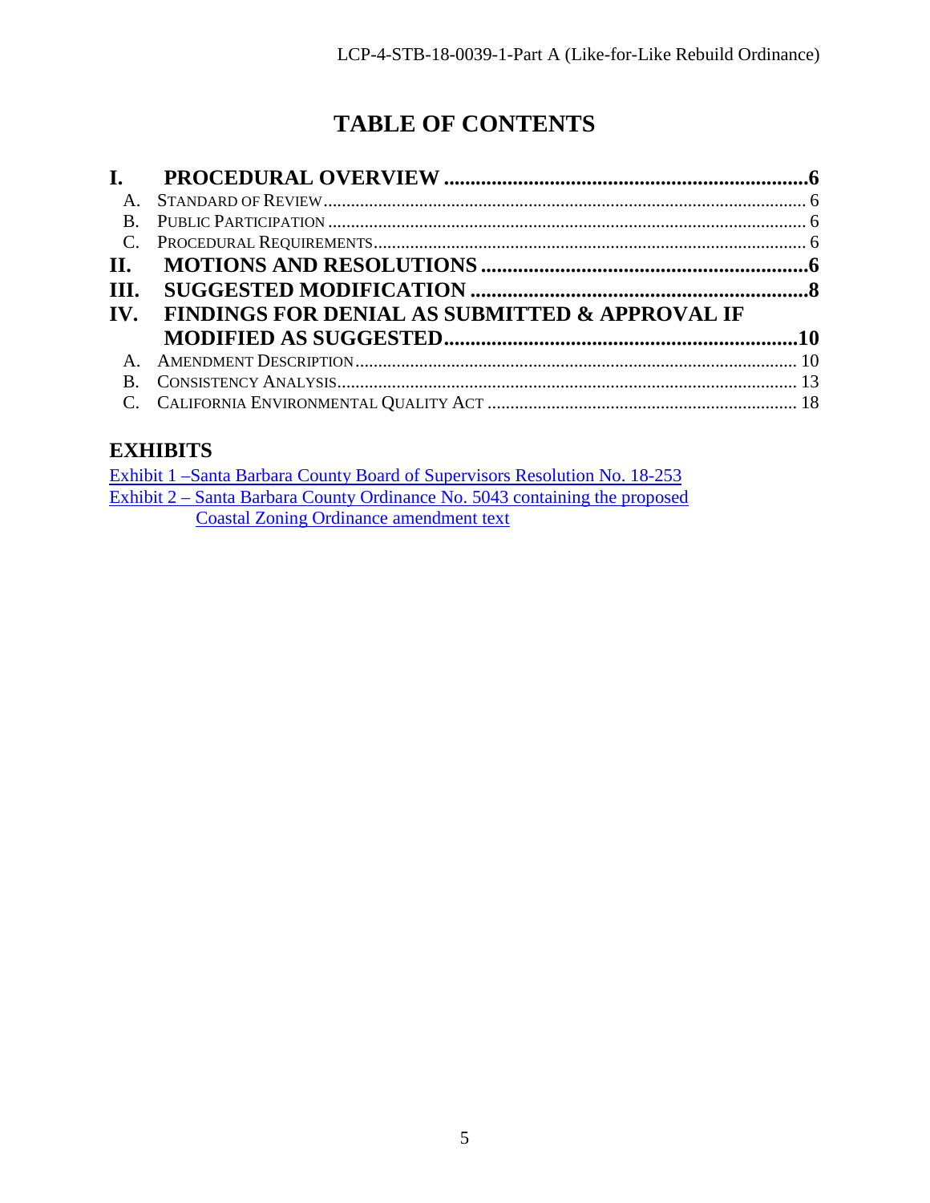# TABLE OF CONTENTS

- **I. PROCEDURAL OVERVIEW** .......... **6**
  - A. Standard of Review .......... 6
  - B. Public Participation .......... 6
  - C. Procedural Requirements .......... 6
- **II. MOTIONS AND RESOLUTIONS** .......... **6**
- **III. SUGGESTED MODIFICATION** .......... **8**
- **IV. FINDINGS FOR DENIAL AS SUBMITTED & APPROVAL IF MODIFIED AS SUGGESTED** .......... **10**
  - A. Amendment Description .......... 10
  - B. Consistency Analysis .......... 13
  - C. California Environmental Quality Act .......... 18

## EXHIBITS

Exhibit 1 –Santa Barbara County Board of Supervisors Resolution No. 18-253

Exhibit 2 – Santa Barbara County Ordinance No. 5043 containing the proposed Coastal Zoning Ordinance amendment text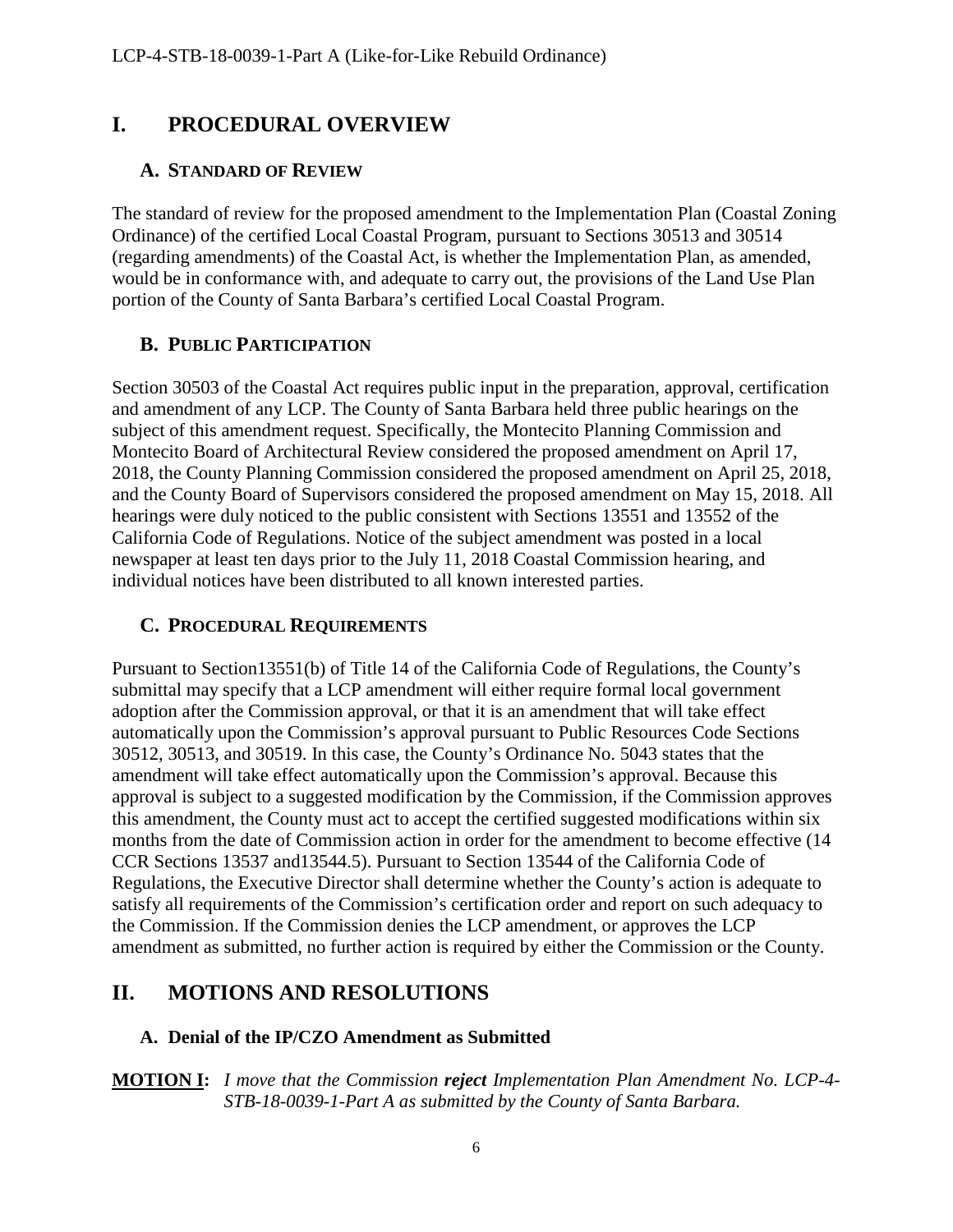# I. PROCEDURAL OVERVIEW

## A. STANDARD OF REVIEW

The standard of review for the proposed amendment to the Implementation Plan (Coastal Zoning Ordinance) of the certified Local Coastal Program, pursuant to Sections 30513 and 30514 (regarding amendments) of the Coastal Act, is whether the Implementation Plan, as amended, would be in conformance with, and adequate to carry out, the provisions of the Land Use Plan portion of the County of Santa Barbara's certified Local Coastal Program.

## B. PUBLIC PARTICIPATION

Section 30503 of the Coastal Act requires public input in the preparation, approval, certification and amendment of any LCP. The County of Santa Barbara held three public hearings on the subject of this amendment request. Specifically, the Montecito Planning Commission and Montecito Board of Architectural Review considered the proposed amendment on April 17, 2018, the County Planning Commission considered the proposed amendment on April 25, 2018, and the County Board of Supervisors considered the proposed amendment on May 15, 2018. All hearings were duly noticed to the public consistent with Sections 13551 and 13552 of the California Code of Regulations. Notice of the subject amendment was posted in a local newspaper at least ten days prior to the July 11, 2018 Coastal Commission hearing, and individual notices have been distributed to all known interested parties.

## C. PROCEDURAL REQUIREMENTS

Pursuant to Section13551(b) of Title 14 of the California Code of Regulations, the County's submittal may specify that a LCP amendment will either require formal local government adoption after the Commission approval, or that it is an amendment that will take effect automatically upon the Commission's approval pursuant to Public Resources Code Sections 30512, 30513, and 30519. In this case, the County's Ordinance No. 5043 states that the amendment will take effect automatically upon the Commission's approval. Because this approval is subject to a suggested modification by the Commission, if the Commission approves this amendment, the County must act to accept the certified suggested modifications within six months from the date of Commission action in order for the amendment to become effective (14 CCR Sections 13537 and13544.5). Pursuant to Section 13544 of the California Code of Regulations, the Executive Director shall determine whether the County's action is adequate to satisfy all requirements of the Commission's certification order and report on such adequacy to the Commission. If the Commission denies the LCP amendment, or approves the LCP amendment as submitted, no further action is required by either the Commission or the County.

# II. MOTIONS AND RESOLUTIONS

## A. Denial of the IP/CZO Amendment as Submitted

**MOTION I:** *I move that the Commission **reject** Implementation Plan Amendment No. LCP-4-STB-18-0039-1-Part A as submitted by the County of Santa Barbara.*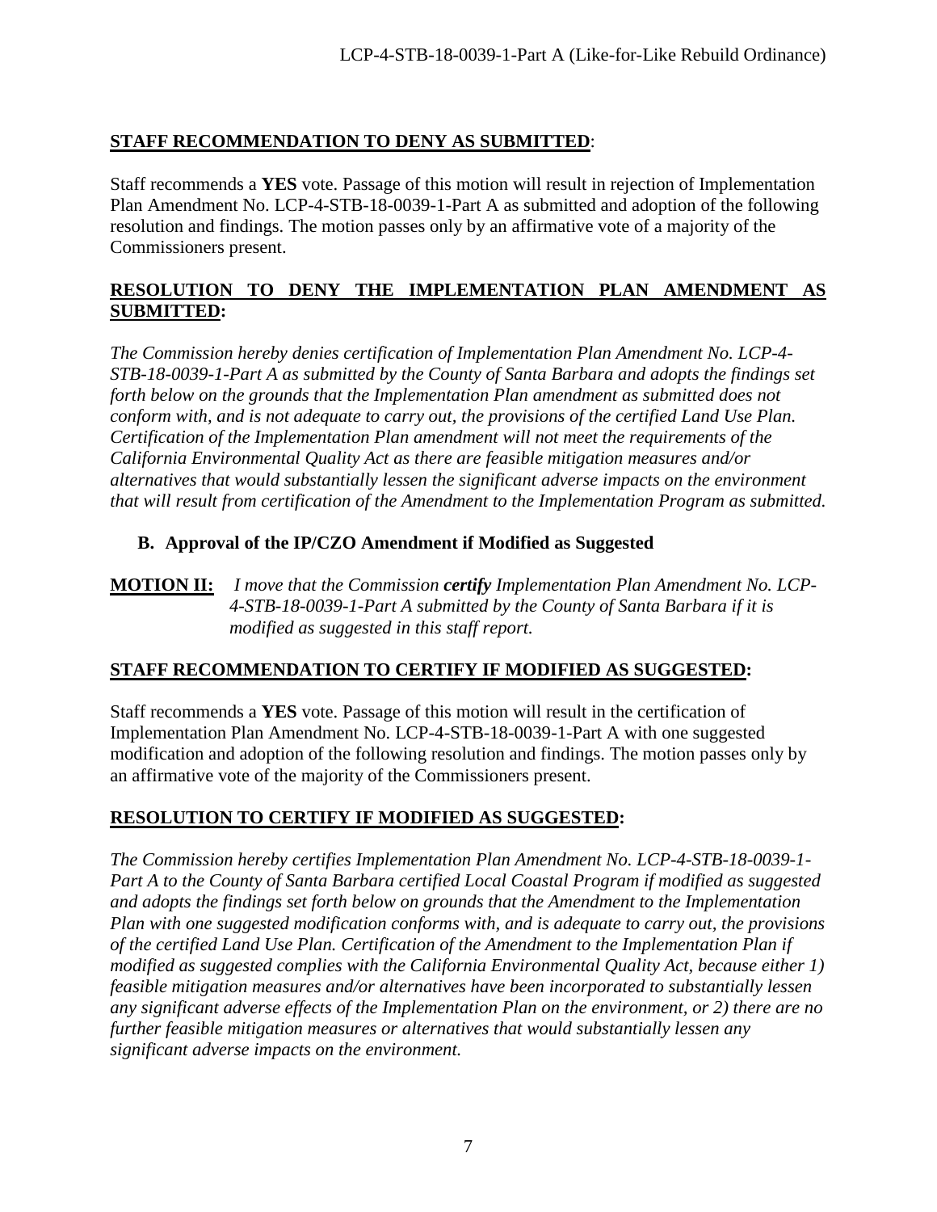**STAFF RECOMMENDATION TO DENY AS SUBMITTED**:

Staff recommends a **YES** vote. Passage of this motion will result in rejection of Implementation Plan Amendment No. LCP-4-STB-18-0039-1-Part A as submitted and adoption of the following resolution and findings. The motion passes only by an affirmative vote of a majority of the Commissioners present.

**RESOLUTION TO DENY THE IMPLEMENTATION PLAN AMENDMENT AS SUBMITTED:**

*The Commission hereby denies certification of Implementation Plan Amendment No. LCP-4-STB-18-0039-1-Part A as submitted by the County of Santa Barbara and adopts the findings set forth below on the grounds that the Implementation Plan amendment as submitted does not conform with, and is not adequate to carry out, the provisions of the certified Land Use Plan. Certification of the Implementation Plan amendment will not meet the requirements of the California Environmental Quality Act as there are feasible mitigation measures and/or alternatives that would substantially lessen the significant adverse impacts on the environment that will result from certification of the Amendment to the Implementation Program as submitted.*

### B. Approval of the IP/CZO Amendment if Modified as Suggested

**MOTION II:** *I move that the Commission **certify** Implementation Plan Amendment No. LCP-4-STB-18-0039-1-Part A submitted by the County of Santa Barbara if it is modified as suggested in this staff report.*

**STAFF RECOMMENDATION TO CERTIFY IF MODIFIED AS SUGGESTED:**

Staff recommends a **YES** vote. Passage of this motion will result in the certification of Implementation Plan Amendment No. LCP-4-STB-18-0039-1-Part A with one suggested modification and adoption of the following resolution and findings. The motion passes only by an affirmative vote of the majority of the Commissioners present.

**RESOLUTION TO CERTIFY IF MODIFIED AS SUGGESTED:**

*The Commission hereby certifies Implementation Plan Amendment No. LCP-4-STB-18-0039-1-Part A to the County of Santa Barbara certified Local Coastal Program if modified as suggested and adopts the findings set forth below on grounds that the Amendment to the Implementation Plan with one suggested modification conforms with, and is adequate to carry out, the provisions of the certified Land Use Plan. Certification of the Amendment to the Implementation Plan if modified as suggested complies with the California Environmental Quality Act, because either 1) feasible mitigation measures and/or alternatives have been incorporated to substantially lessen any significant adverse effects of the Implementation Plan on the environment, or 2) there are no further feasible mitigation measures or alternatives that would substantially lessen any significant adverse impacts on the environment.*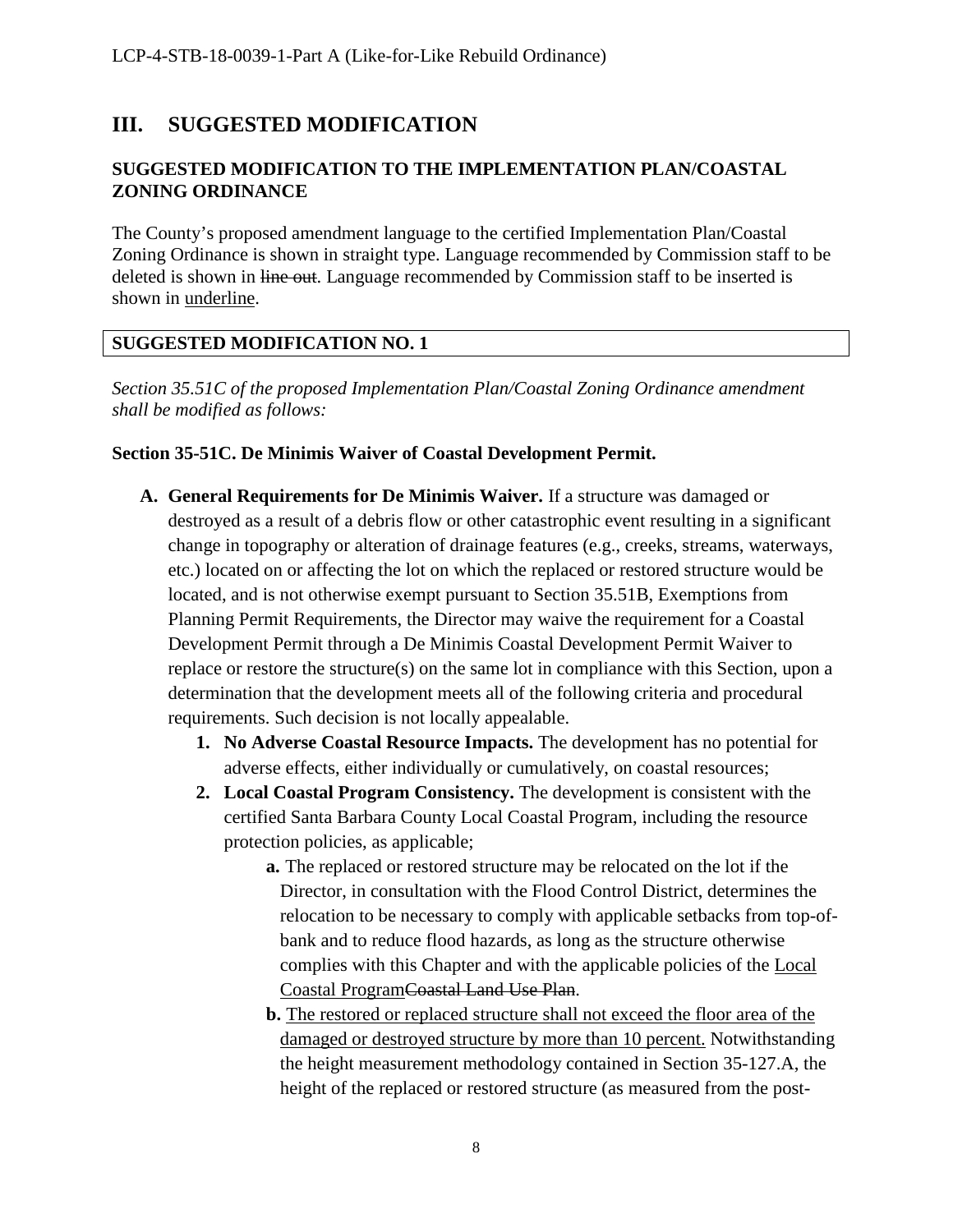## III. SUGGESTED MODIFICATION

### SUGGESTED MODIFICATION TO THE IMPLEMENTATION PLAN/COASTAL ZONING ORDINANCE

The County's proposed amendment language to the certified Implementation Plan/Coastal Zoning Ordinance is shown in straight type. Language recommended by Commission staff to be deleted is shown in ~~line out~~. Language recommended by Commission staff to be inserted is shown in <u>underline</u>.

### SUGGESTED MODIFICATION NO. 1

*Section 35.51C of the proposed Implementation Plan/Coastal Zoning Ordinance amendment shall be modified as follows:*

**Section 35-51C. De Minimis Waiver of Coastal Development Permit.**

**A. General Requirements for De Minimis Waiver.** If a structure was damaged or destroyed as a result of a debris flow or other catastrophic event resulting in a significant change in topography or alteration of drainage features (e.g., creeks, streams, waterways, etc.) located on or affecting the lot on which the replaced or restored structure would be located, and is not otherwise exempt pursuant to Section 35.51B, Exemptions from Planning Permit Requirements, the Director may waive the requirement for a Coastal Development Permit through a De Minimis Coastal Development Permit Waiver to replace or restore the structure(s) on the same lot in compliance with this Section, upon a determination that the development meets all of the following criteria and procedural requirements. Such decision is not locally appealable.

1. **No Adverse Coastal Resource Impacts.** The development has no potential for adverse effects, either individually or cumulatively, on coastal resources;
2. **Local Coastal Program Consistency.** The development is consistent with the certified Santa Barbara County Local Coastal Program, including the resource protection policies, as applicable;
   - **a.** The replaced or restored structure may be relocated on the lot if the Director, in consultation with the Flood Control District, determines the relocation to be necessary to comply with applicable setbacks from top-of-bank and to reduce flood hazards, as long as the structure otherwise complies with this Chapter and with the applicable policies of the <u>Local Coastal Program</u>~~Coastal Land Use Plan~~.
   - **b.** <u>The restored or replaced structure shall not exceed the floor area of the damaged or destroyed structure by more than 10 percent.</u> Notwithstanding the height measurement methodology contained in Section 35-127.A, the height of the replaced or restored structure (as measured from the post-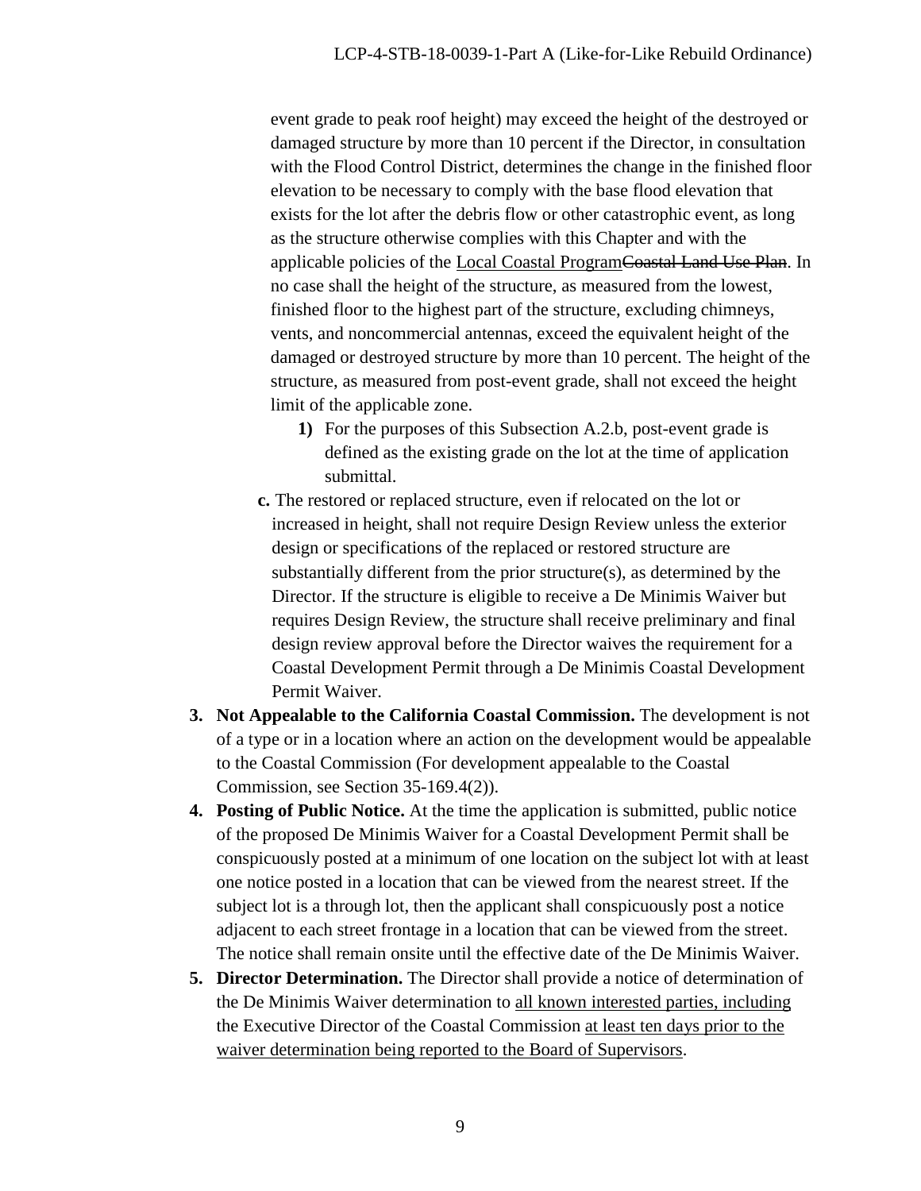event grade to peak roof height) may exceed the height of the destroyed or damaged structure by more than 10 percent if the Director, in consultation with the Flood Control District, determines the change in the finished floor elevation to be necessary to comply with the base flood elevation that exists for the lot after the debris flow or other catastrophic event, as long as the structure otherwise complies with this Chapter and with the applicable policies of the <u>Local Coastal Program</u>~~Coastal Land Use Plan~~. In no case shall the height of the structure, as measured from the lowest, finished floor to the highest part of the structure, excluding chimneys, vents, and noncommercial antennas, exceed the equivalent height of the damaged or destroyed structure by more than 10 percent. The height of the structure, as measured from post-event grade, shall not exceed the height limit of the applicable zone.

1) For the purposes of this Subsection A.2.b, post-event grade is defined as the existing grade on the lot at the time of application submittal.

**c.** The restored or replaced structure, even if relocated on the lot or increased in height, shall not require Design Review unless the exterior design or specifications of the replaced or restored structure are substantially different from the prior structure(s), as determined by the Director. If the structure is eligible to receive a De Minimis Waiver but requires Design Review, the structure shall receive preliminary and final design review approval before the Director waives the requirement for a Coastal Development Permit through a De Minimis Coastal Development Permit Waiver.

3. **Not Appealable to the California Coastal Commission.** The development is not of a type or in a location where an action on the development would be appealable to the Coastal Commission (For development appealable to the Coastal Commission, see Section 35-169.4(2)).

4. **Posting of Public Notice.** At the time the application is submitted, public notice of the proposed De Minimis Waiver for a Coastal Development Permit shall be conspicuously posted at a minimum of one location on the subject lot with at least one notice posted in a location that can be viewed from the nearest street. If the subject lot is a through lot, then the applicant shall conspicuously post a notice adjacent to each street frontage in a location that can be viewed from the street. The notice shall remain onsite until the effective date of the De Minimis Waiver.

5. **Director Determination.** The Director shall provide a notice of determination of the De Minimis Waiver determination to <u>all known interested parties, including</u> the Executive Director of the Coastal Commission <u>at least ten days prior to the waiver determination being reported to the Board of Supervisors</u>.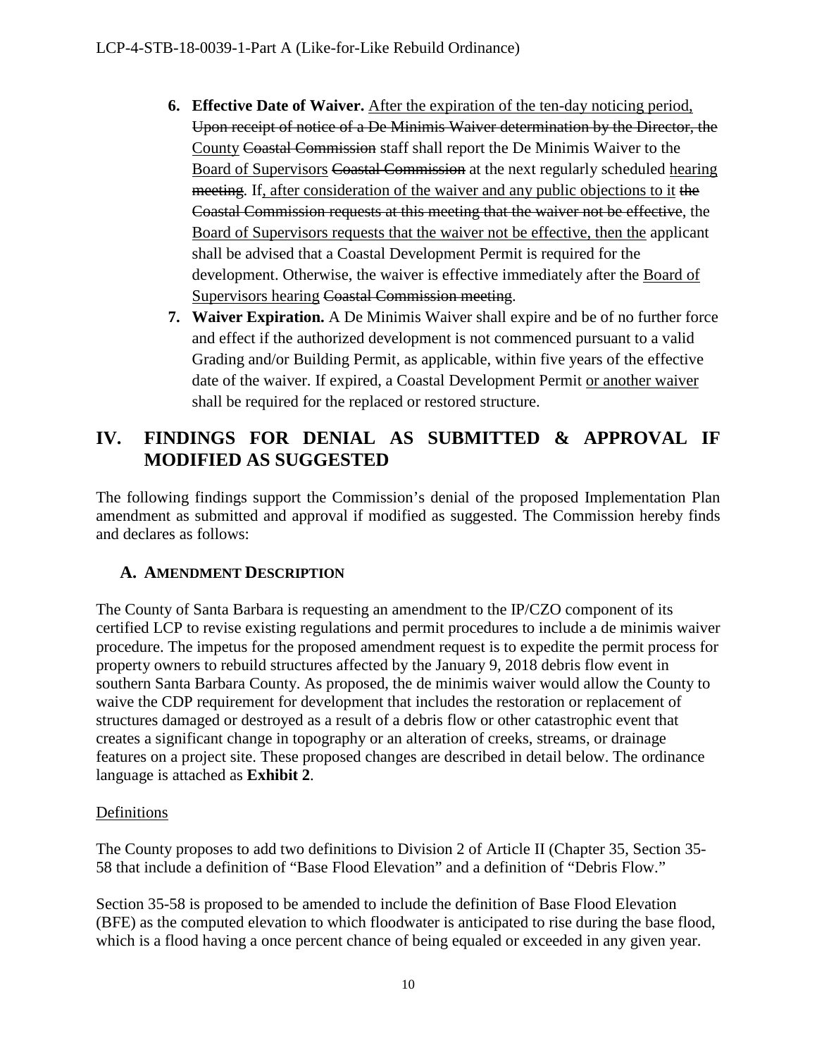6. **Effective Date of Waiver.** <u>After the expiration of the ten-day noticing period,</u> ~~Upon receipt of notice of a De Minimis Waiver determination by the Director, the~~ <u>County</u> ~~Coastal Commission~~ staff shall report the De Minimis Waiver to the <u>Board of Supervisors</u> ~~Coastal Commission~~ at the next regularly scheduled <u>hearing</u> ~~meeting~~. If<u>, after consideration of the waiver and any public objections to it</u> ~~the Coastal Commission requests at this meeting that the waiver not be effective~~, the <u>Board of Supervisors requests that the waiver not be effective, then the</u> applicant shall be advised that a Coastal Development Permit is required for the development. Otherwise, the waiver is effective immediately after the <u>Board of Supervisors hearing</u> ~~Coastal Commission meeting~~.
7. **Waiver Expiration.** A De Minimis Waiver shall expire and be of no further force and effect if the authorized development is not commenced pursuant to a valid Grading and/or Building Permit, as applicable, within five years of the effective date of the waiver. If expired, a Coastal Development Permit <u>or another waiver</u> shall be required for the replaced or restored structure.

# IV. FINDINGS FOR DENIAL AS SUBMITTED & APPROVAL IF MODIFIED AS SUGGESTED

The following findings support the Commission's denial of the proposed Implementation Plan amendment as submitted and approval if modified as suggested. The Commission hereby finds and declares as follows:

## A. AMENDMENT DESCRIPTION

The County of Santa Barbara is requesting an amendment to the IP/CZO component of its certified LCP to revise existing regulations and permit procedures to include a de minimis waiver procedure. The impetus for the proposed amendment request is to expedite the permit process for property owners to rebuild structures affected by the January 9, 2018 debris flow event in southern Santa Barbara County. As proposed, the de minimis waiver would allow the County to waive the CDP requirement for development that includes the restoration or replacement of structures damaged or destroyed as a result of a debris flow or other catastrophic event that creates a significant change in topography or an alteration of creeks, streams, or drainage features on a project site. These proposed changes are described in detail below. The ordinance language is attached as **Exhibit 2**.

<u>Definitions</u>

The County proposes to add two definitions to Division 2 of Article II (Chapter 35, Section 35-58 that include a definition of "Base Flood Elevation" and a definition of "Debris Flow."

Section 35-58 is proposed to be amended to include the definition of Base Flood Elevation (BFE) as the computed elevation to which floodwater is anticipated to rise during the base flood, which is a flood having a once percent chance of being equaled or exceeded in any given year.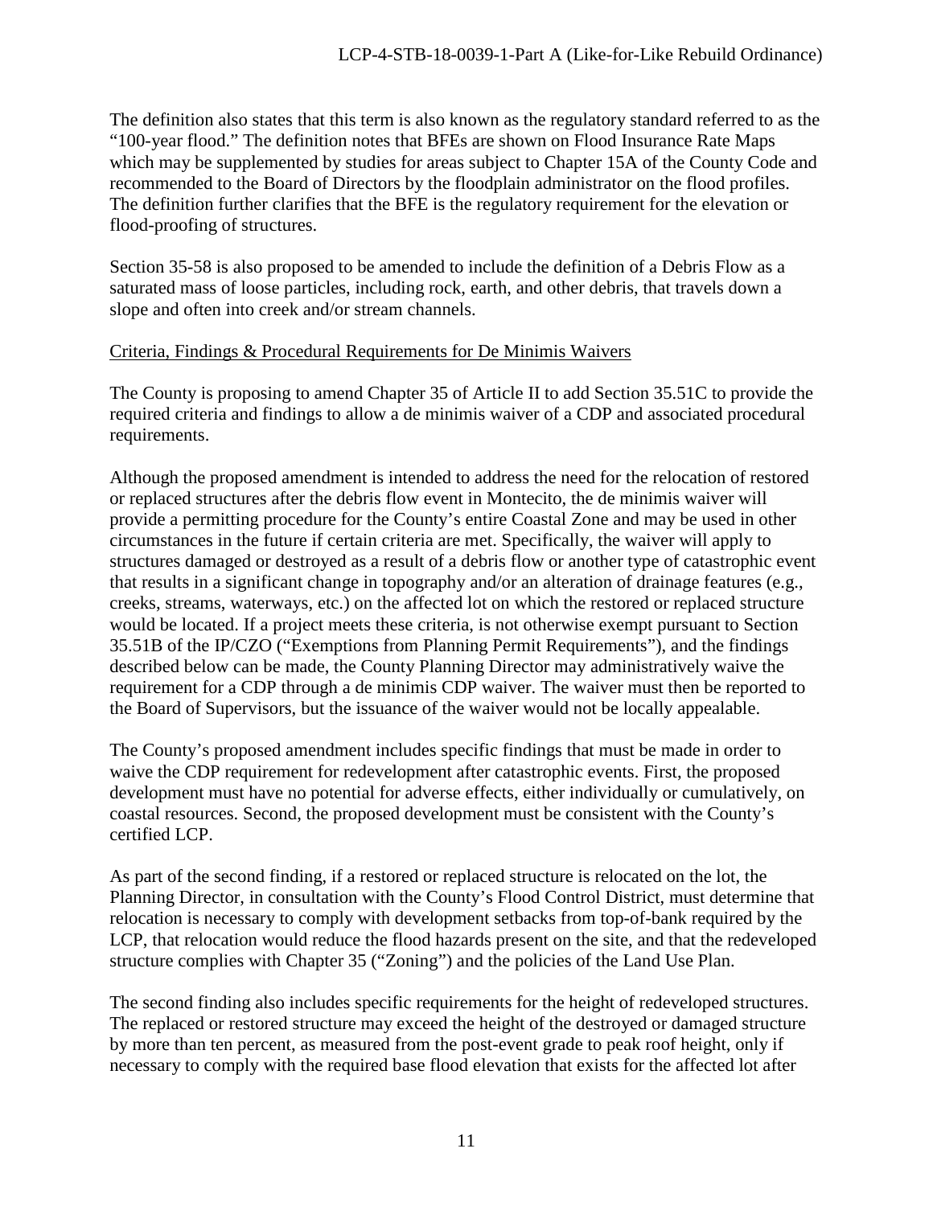The definition also states that this term is also known as the regulatory standard referred to as the "100-year flood." The definition notes that BFEs are shown on Flood Insurance Rate Maps which may be supplemented by studies for areas subject to Chapter 15A of the County Code and recommended to the Board of Directors by the floodplain administrator on the flood profiles. The definition further clarifies that the BFE is the regulatory requirement for the elevation or flood-proofing of structures.

Section 35-58 is also proposed to be amended to include the definition of a Debris Flow as a saturated mass of loose particles, including rock, earth, and other debris, that travels down a slope and often into creek and/or stream channels.

Criteria, Findings & Procedural Requirements for De Minimis Waivers

The County is proposing to amend Chapter 35 of Article II to add Section 35.51C to provide the required criteria and findings to allow a de minimis waiver of a CDP and associated procedural requirements.

Although the proposed amendment is intended to address the need for the relocation of restored or replaced structures after the debris flow event in Montecito, the de minimis waiver will provide a permitting procedure for the County's entire Coastal Zone and may be used in other circumstances in the future if certain criteria are met. Specifically, the waiver will apply to structures damaged or destroyed as a result of a debris flow or another type of catastrophic event that results in a significant change in topography and/or an alteration of drainage features (e.g., creeks, streams, waterways, etc.) on the affected lot on which the restored or replaced structure would be located. If a project meets these criteria, is not otherwise exempt pursuant to Section 35.51B of the IP/CZO ("Exemptions from Planning Permit Requirements"), and the findings described below can be made, the County Planning Director may administratively waive the requirement for a CDP through a de minimis CDP waiver. The waiver must then be reported to the Board of Supervisors, but the issuance of the waiver would not be locally appealable.

The County's proposed amendment includes specific findings that must be made in order to waive the CDP requirement for redevelopment after catastrophic events. First, the proposed development must have no potential for adverse effects, either individually or cumulatively, on coastal resources. Second, the proposed development must be consistent with the County's certified LCP.

As part of the second finding, if a restored or replaced structure is relocated on the lot, the Planning Director, in consultation with the County's Flood Control District, must determine that relocation is necessary to comply with development setbacks from top-of-bank required by the LCP, that relocation would reduce the flood hazards present on the site, and that the redeveloped structure complies with Chapter 35 ("Zoning") and the policies of the Land Use Plan.

The second finding also includes specific requirements for the height of redeveloped structures. The replaced or restored structure may exceed the height of the destroyed or damaged structure by more than ten percent, as measured from the post-event grade to peak roof height, only if necessary to comply with the required base flood elevation that exists for the affected lot after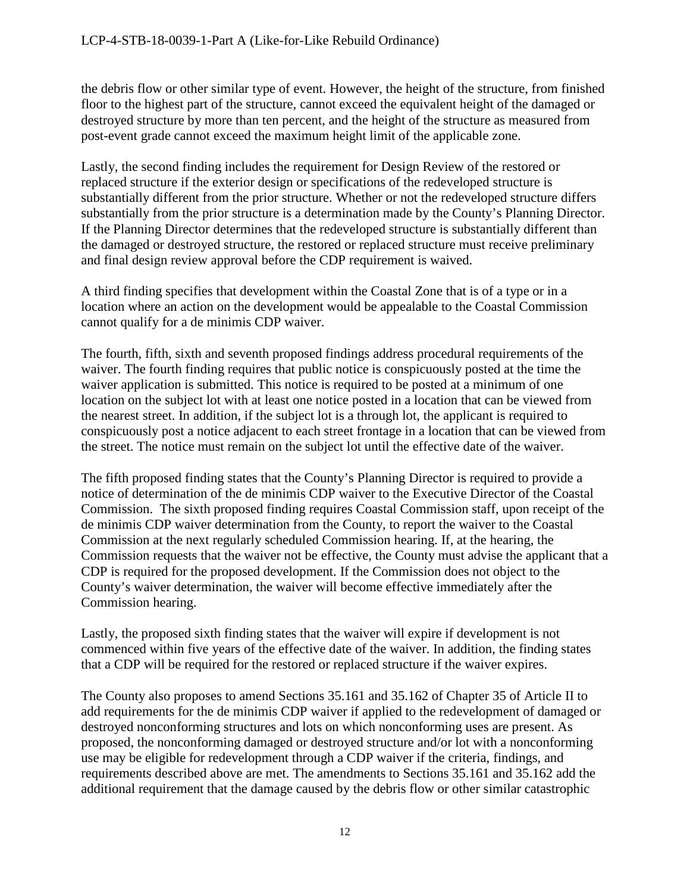the debris flow or other similar type of event. However, the height of the structure, from finished floor to the highest part of the structure, cannot exceed the equivalent height of the damaged or destroyed structure by more than ten percent, and the height of the structure as measured from post-event grade cannot exceed the maximum height limit of the applicable zone.

Lastly, the second finding includes the requirement for Design Review of the restored or replaced structure if the exterior design or specifications of the redeveloped structure is substantially different from the prior structure. Whether or not the redeveloped structure differs substantially from the prior structure is a determination made by the County's Planning Director. If the Planning Director determines that the redeveloped structure is substantially different than the damaged or destroyed structure, the restored or replaced structure must receive preliminary and final design review approval before the CDP requirement is waived.

A third finding specifies that development within the Coastal Zone that is of a type or in a location where an action on the development would be appealable to the Coastal Commission cannot qualify for a de minimis CDP waiver.

The fourth, fifth, sixth and seventh proposed findings address procedural requirements of the waiver. The fourth finding requires that public notice is conspicuously posted at the time the waiver application is submitted. This notice is required to be posted at a minimum of one location on the subject lot with at least one notice posted in a location that can be viewed from the nearest street. In addition, if the subject lot is a through lot, the applicant is required to conspicuously post a notice adjacent to each street frontage in a location that can be viewed from the street. The notice must remain on the subject lot until the effective date of the waiver.

The fifth proposed finding states that the County's Planning Director is required to provide a notice of determination of the de minimis CDP waiver to the Executive Director of the Coastal Commission. The sixth proposed finding requires Coastal Commission staff, upon receipt of the de minimis CDP waiver determination from the County, to report the waiver to the Coastal Commission at the next regularly scheduled Commission hearing. If, at the hearing, the Commission requests that the waiver not be effective, the County must advise the applicant that a CDP is required for the proposed development. If the Commission does not object to the County's waiver determination, the waiver will become effective immediately after the Commission hearing.

Lastly, the proposed sixth finding states that the waiver will expire if development is not commenced within five years of the effective date of the waiver. In addition, the finding states that a CDP will be required for the restored or replaced structure if the waiver expires.

The County also proposes to amend Sections 35.161 and 35.162 of Chapter 35 of Article II to add requirements for the de minimis CDP waiver if applied to the redevelopment of damaged or destroyed nonconforming structures and lots on which nonconforming uses are present. As proposed, the nonconforming damaged or destroyed structure and/or lot with a nonconforming use may be eligible for redevelopment through a CDP waiver if the criteria, findings, and requirements described above are met. The amendments to Sections 35.161 and 35.162 add the additional requirement that the damage caused by the debris flow or other similar catastrophic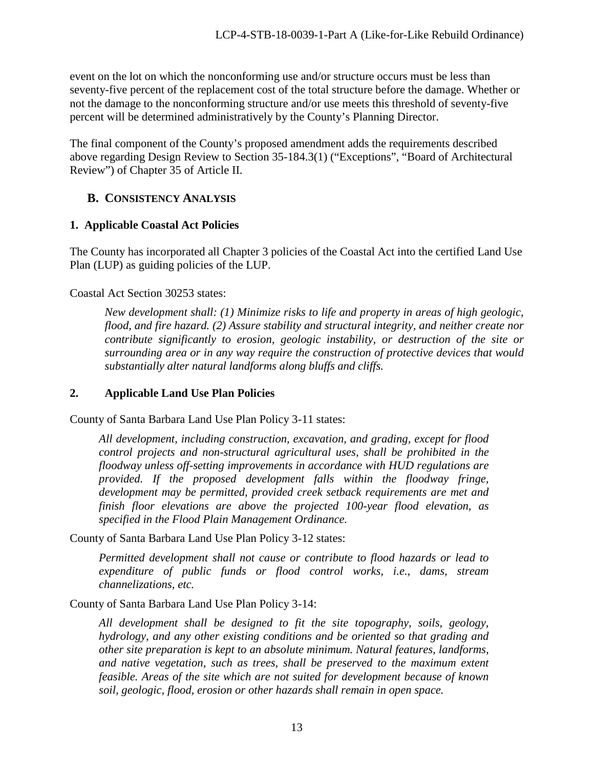event on the lot on which the nonconforming use and/or structure occurs must be less than seventy-five percent of the replacement cost of the total structure before the damage. Whether or not the damage to the nonconforming structure and/or use meets this threshold of seventy-five percent will be determined administratively by the County's Planning Director.

The final component of the County's proposed amendment adds the requirements described above regarding Design Review to Section 35-184.3(1) ("Exceptions", "Board of Architectural Review") of Chapter 35 of Article II.

## B. CONSISTENCY ANALYSIS

### 1. Applicable Coastal Act Policies

The County has incorporated all Chapter 3 policies of the Coastal Act into the certified Land Use Plan (LUP) as guiding policies of the LUP.

Coastal Act Section 30253 states:

> *New development shall: (1) Minimize risks to life and property in areas of high geologic, flood, and fire hazard. (2) Assure stability and structural integrity, and neither create nor contribute significantly to erosion, geologic instability, or destruction of the site or surrounding area or in any way require the construction of protective devices that would substantially alter natural landforms along bluffs and cliffs.*

### 2. Applicable Land Use Plan Policies

County of Santa Barbara Land Use Plan Policy 3-11 states:

> *All development, including construction, excavation, and grading, except for flood control projects and non-structural agricultural uses, shall be prohibited in the floodway unless off-setting improvements in accordance with HUD regulations are provided. If the proposed development falls within the floodway fringe, development may be permitted, provided creek setback requirements are met and finish floor elevations are above the projected 100-year flood elevation, as specified in the Flood Plain Management Ordinance.*

County of Santa Barbara Land Use Plan Policy 3-12 states:

> *Permitted development shall not cause or contribute to flood hazards or lead to expenditure of public funds or flood control works, i.e., dams, stream channelizations, etc.*

County of Santa Barbara Land Use Plan Policy 3-14:

> *All development shall be designed to fit the site topography, soils, geology, hydrology, and any other existing conditions and be oriented so that grading and other site preparation is kept to an absolute minimum. Natural features, landforms, and native vegetation, such as trees, shall be preserved to the maximum extent feasible. Areas of the site which are not suited for development because of known soil, geologic, flood, erosion or other hazards shall remain in open space.*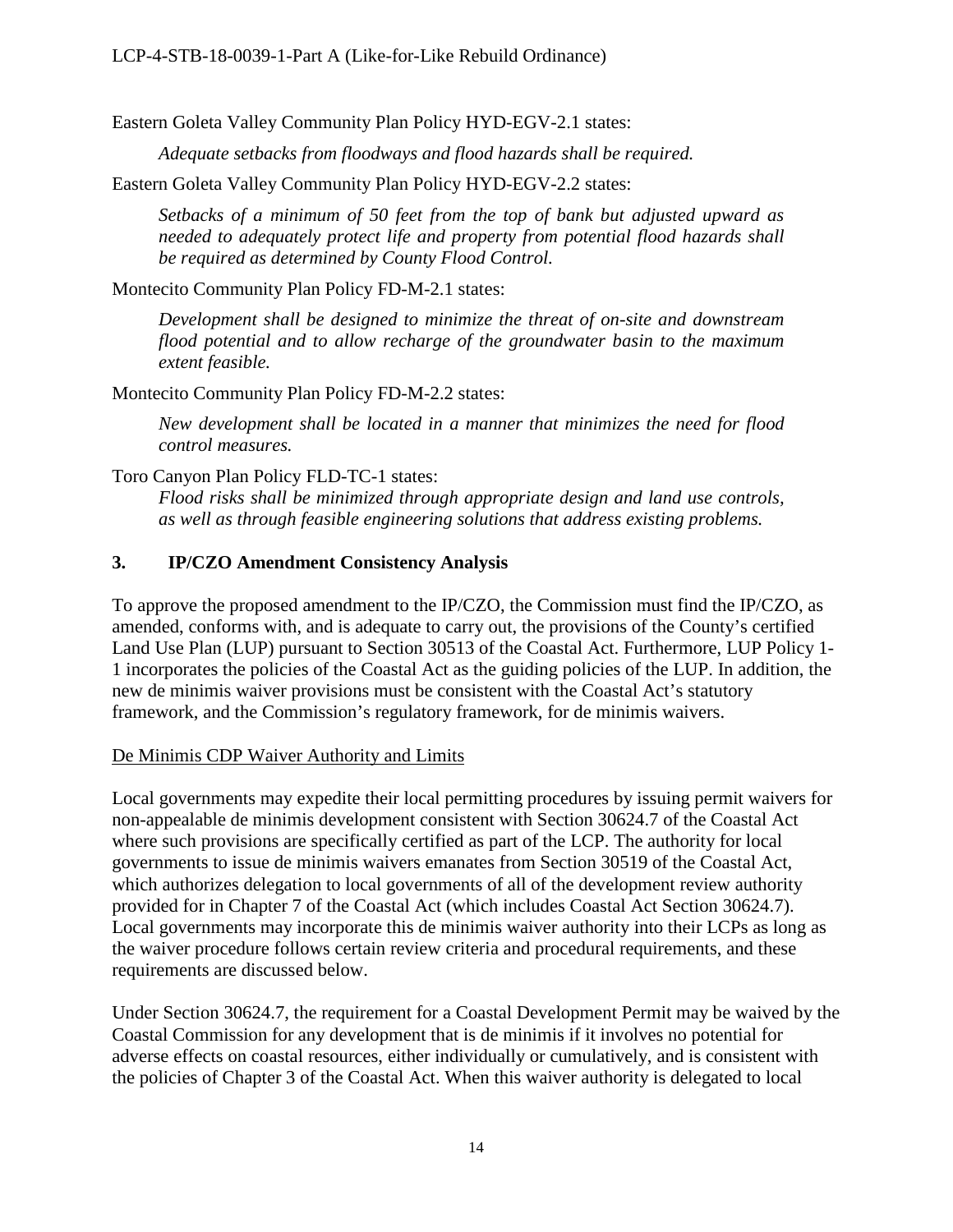Eastern Goleta Valley Community Plan Policy HYD-EGV-2.1 states:

> *Adequate setbacks from floodways and flood hazards shall be required.*

Eastern Goleta Valley Community Plan Policy HYD-EGV-2.2 states:

> *Setbacks of a minimum of 50 feet from the top of bank but adjusted upward as needed to adequately protect life and property from potential flood hazards shall be required as determined by County Flood Control.*

Montecito Community Plan Policy FD-M-2.1 states:

> *Development shall be designed to minimize the threat of on-site and downstream flood potential and to allow recharge of the groundwater basin to the maximum extent feasible.*

Montecito Community Plan Policy FD-M-2.2 states:

> *New development shall be located in a manner that minimizes the need for flood control measures.*

Toro Canyon Plan Policy FLD-TC-1 states:

> *Flood risks shall be minimized through appropriate design and land use controls, as well as through feasible engineering solutions that address existing problems.*

## 3. IP/CZO Amendment Consistency Analysis

To approve the proposed amendment to the IP/CZO, the Commission must find the IP/CZO, as amended, conforms with, and is adequate to carry out, the provisions of the County's certified Land Use Plan (LUP) pursuant to Section 30513 of the Coastal Act. Furthermore, LUP Policy 1-1 incorporates the policies of the Coastal Act as the guiding policies of the LUP. In addition, the new de minimis waiver provisions must be consistent with the Coastal Act's statutory framework, and the Commission's regulatory framework, for de minimis waivers.

<u>De Minimis CDP Waiver Authority and Limits</u>

Local governments may expedite their local permitting procedures by issuing permit waivers for non-appealable de minimis development consistent with Section 30624.7 of the Coastal Act where such provisions are specifically certified as part of the LCP. The authority for local governments to issue de minimis waivers emanates from Section 30519 of the Coastal Act, which authorizes delegation to local governments of all of the development review authority provided for in Chapter 7 of the Coastal Act (which includes Coastal Act Section 30624.7). Local governments may incorporate this de minimis waiver authority into their LCPs as long as the waiver procedure follows certain review criteria and procedural requirements, and these requirements are discussed below.

Under Section 30624.7, the requirement for a Coastal Development Permit may be waived by the Coastal Commission for any development that is de minimis if it involves no potential for adverse effects on coastal resources, either individually or cumulatively, and is consistent with the policies of Chapter 3 of the Coastal Act. When this waiver authority is delegated to local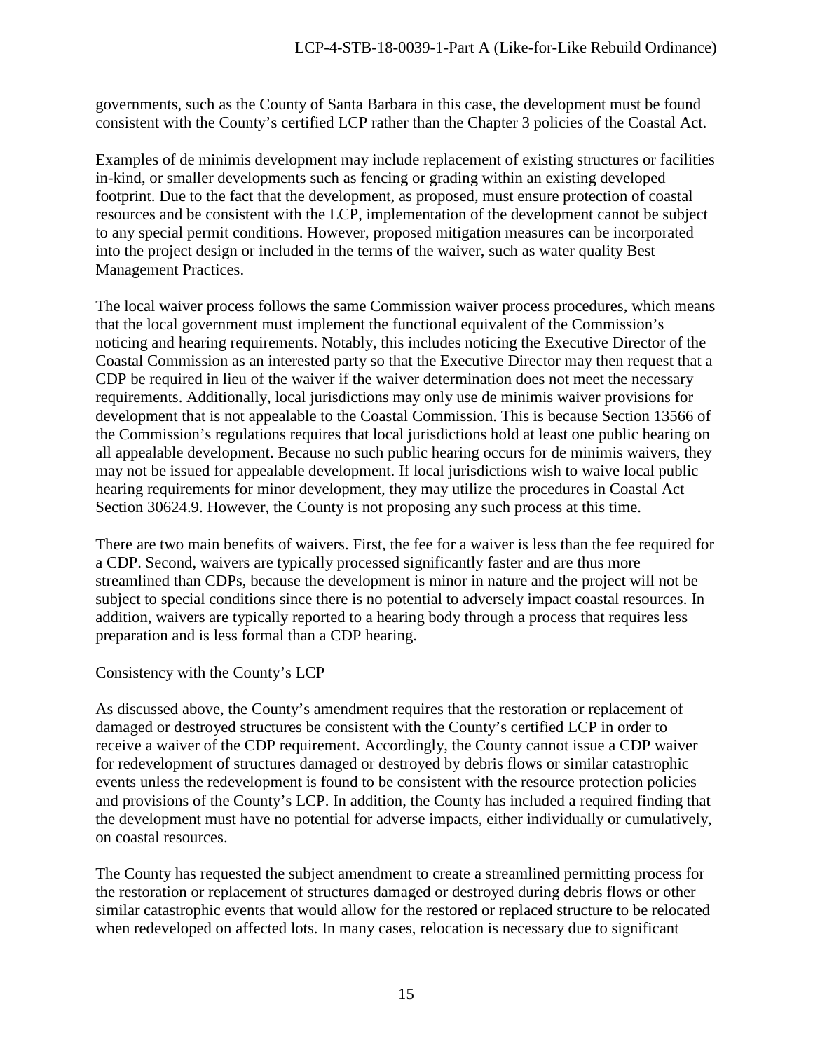governments, such as the County of Santa Barbara in this case, the development must be found consistent with the County's certified LCP rather than the Chapter 3 policies of the Coastal Act.

Examples of de minimis development may include replacement of existing structures or facilities in-kind, or smaller developments such as fencing or grading within an existing developed footprint. Due to the fact that the development, as proposed, must ensure protection of coastal resources and be consistent with the LCP, implementation of the development cannot be subject to any special permit conditions. However, proposed mitigation measures can be incorporated into the project design or included in the terms of the waiver, such as water quality Best Management Practices.

The local waiver process follows the same Commission waiver process procedures, which means that the local government must implement the functional equivalent of the Commission's noticing and hearing requirements. Notably, this includes noticing the Executive Director of the Coastal Commission as an interested party so that the Executive Director may then request that a CDP be required in lieu of the waiver if the waiver determination does not meet the necessary requirements. Additionally, local jurisdictions may only use de minimis waiver provisions for development that is not appealable to the Coastal Commission. This is because Section 13566 of the Commission's regulations requires that local jurisdictions hold at least one public hearing on all appealable development. Because no such public hearing occurs for de minimis waivers, they may not be issued for appealable development. If local jurisdictions wish to waive local public hearing requirements for minor development, they may utilize the procedures in Coastal Act Section 30624.9. However, the County is not proposing any such process at this time.

There are two main benefits of waivers. First, the fee for a waiver is less than the fee required for a CDP. Second, waivers are typically processed significantly faster and are thus more streamlined than CDPs, because the development is minor in nature and the project will not be subject to special conditions since there is no potential to adversely impact coastal resources. In addition, waivers are typically reported to a hearing body through a process that requires less preparation and is less formal than a CDP hearing.

Consistency with the County's LCP

As discussed above, the County's amendment requires that the restoration or replacement of damaged or destroyed structures be consistent with the County's certified LCP in order to receive a waiver of the CDP requirement. Accordingly, the County cannot issue a CDP waiver for redevelopment of structures damaged or destroyed by debris flows or similar catastrophic events unless the redevelopment is found to be consistent with the resource protection policies and provisions of the County's LCP. In addition, the County has included a required finding that the development must have no potential for adverse impacts, either individually or cumulatively, on coastal resources.

The County has requested the subject amendment to create a streamlined permitting process for the restoration or replacement of structures damaged or destroyed during debris flows or other similar catastrophic events that would allow for the restored or replaced structure to be relocated when redeveloped on affected lots. In many cases, relocation is necessary due to significant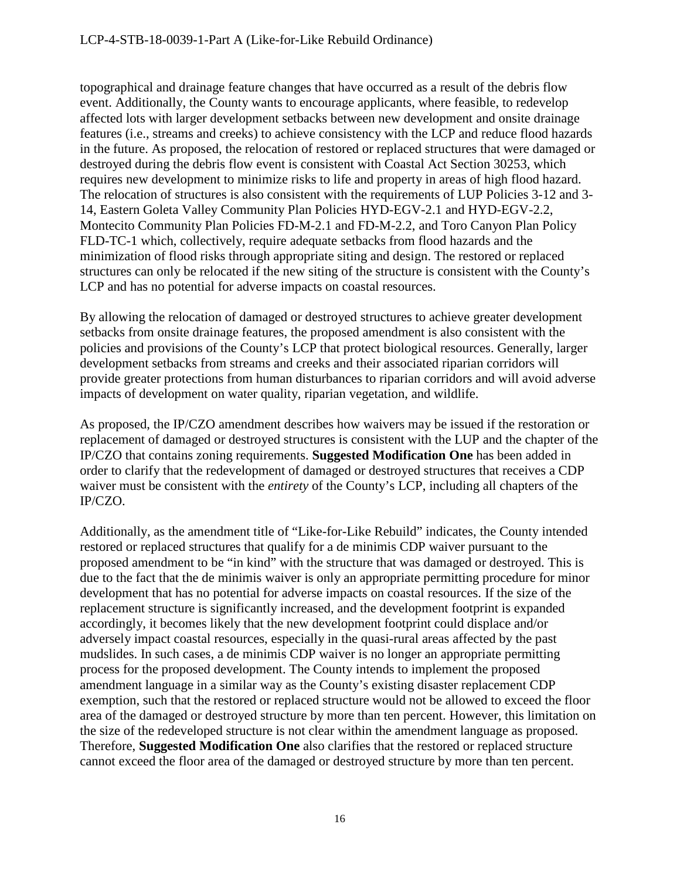topographical and drainage feature changes that have occurred as a result of the debris flow event. Additionally, the County wants to encourage applicants, where feasible, to redevelop affected lots with larger development setbacks between new development and onsite drainage features (i.e., streams and creeks) to achieve consistency with the LCP and reduce flood hazards in the future. As proposed, the relocation of restored or replaced structures that were damaged or destroyed during the debris flow event is consistent with Coastal Act Section 30253, which requires new development to minimize risks to life and property in areas of high flood hazard. The relocation of structures is also consistent with the requirements of LUP Policies 3-12 and 3-14, Eastern Goleta Valley Community Plan Policies HYD-EGV-2.1 and HYD-EGV-2.2, Montecito Community Plan Policies FD-M-2.1 and FD-M-2.2, and Toro Canyon Plan Policy FLD-TC-1 which, collectively, require adequate setbacks from flood hazards and the minimization of flood risks through appropriate siting and design. The restored or replaced structures can only be relocated if the new siting of the structure is consistent with the County's LCP and has no potential for adverse impacts on coastal resources.

By allowing the relocation of damaged or destroyed structures to achieve greater development setbacks from onsite drainage features, the proposed amendment is also consistent with the policies and provisions of the County's LCP that protect biological resources. Generally, larger development setbacks from streams and creeks and their associated riparian corridors will provide greater protections from human disturbances to riparian corridors and will avoid adverse impacts of development on water quality, riparian vegetation, and wildlife.

As proposed, the IP/CZO amendment describes how waivers may be issued if the restoration or replacement of damaged or destroyed structures is consistent with the LUP and the chapter of the IP/CZO that contains zoning requirements. **Suggested Modification One** has been added in order to clarify that the redevelopment of damaged or destroyed structures that receives a CDP waiver must be consistent with the *entirety* of the County's LCP, including all chapters of the IP/CZO.

Additionally, as the amendment title of "Like-for-Like Rebuild" indicates, the County intended restored or replaced structures that qualify for a de minimis CDP waiver pursuant to the proposed amendment to be "in kind" with the structure that was damaged or destroyed. This is due to the fact that the de minimis waiver is only an appropriate permitting procedure for minor development that has no potential for adverse impacts on coastal resources. If the size of the replacement structure is significantly increased, and the development footprint is expanded accordingly, it becomes likely that the new development footprint could displace and/or adversely impact coastal resources, especially in the quasi-rural areas affected by the past mudslides. In such cases, a de minimis CDP waiver is no longer an appropriate permitting process for the proposed development. The County intends to implement the proposed amendment language in a similar way as the County's existing disaster replacement CDP exemption, such that the restored or replaced structure would not be allowed to exceed the floor area of the damaged or destroyed structure by more than ten percent. However, this limitation on the size of the redeveloped structure is not clear within the amendment language as proposed. Therefore, **Suggested Modification One** also clarifies that the restored or replaced structure cannot exceed the floor area of the damaged or destroyed structure by more than ten percent.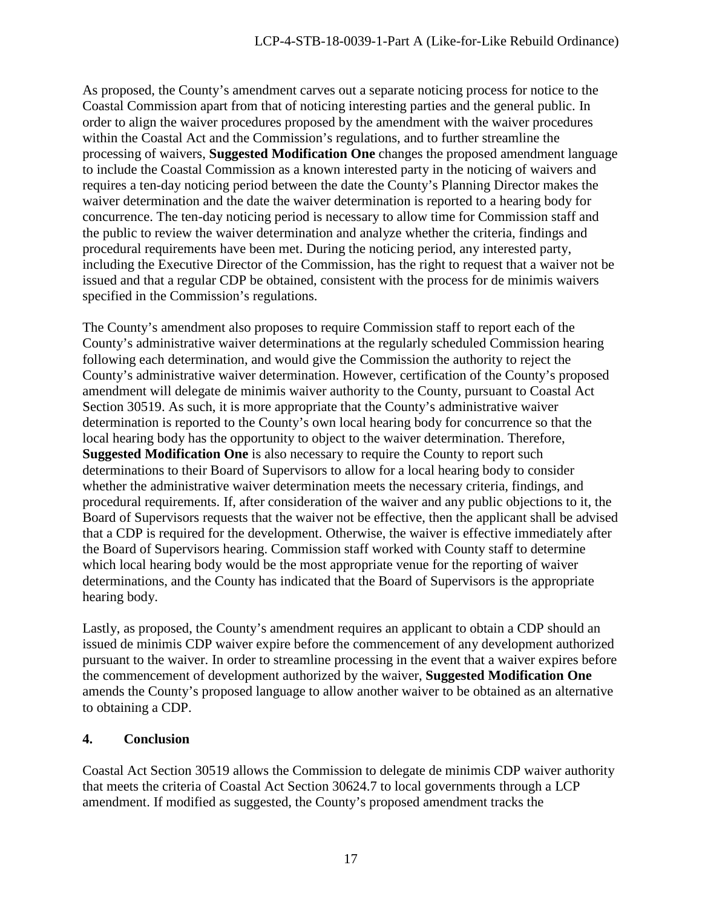As proposed, the County's amendment carves out a separate noticing process for notice to the Coastal Commission apart from that of noticing interesting parties and the general public. In order to align the waiver procedures proposed by the amendment with the waiver procedures within the Coastal Act and the Commission's regulations, and to further streamline the processing of waivers, **Suggested Modification One** changes the proposed amendment language to include the Coastal Commission as a known interested party in the noticing of waivers and requires a ten-day noticing period between the date the County's Planning Director makes the waiver determination and the date the waiver determination is reported to a hearing body for concurrence. The ten-day noticing period is necessary to allow time for Commission staff and the public to review the waiver determination and analyze whether the criteria, findings and procedural requirements have been met. During the noticing period, any interested party, including the Executive Director of the Commission, has the right to request that a waiver not be issued and that a regular CDP be obtained, consistent with the process for de minimis waivers specified in the Commission's regulations.

The County's amendment also proposes to require Commission staff to report each of the County's administrative waiver determinations at the regularly scheduled Commission hearing following each determination, and would give the Commission the authority to reject the County's administrative waiver determination. However, certification of the County's proposed amendment will delegate de minimis waiver authority to the County, pursuant to Coastal Act Section 30519. As such, it is more appropriate that the County's administrative waiver determination is reported to the County's own local hearing body for concurrence so that the local hearing body has the opportunity to object to the waiver determination. Therefore, **Suggested Modification One** is also necessary to require the County to report such determinations to their Board of Supervisors to allow for a local hearing body to consider whether the administrative waiver determination meets the necessary criteria, findings, and procedural requirements. If, after consideration of the waiver and any public objections to it, the Board of Supervisors requests that the waiver not be effective, then the applicant shall be advised that a CDP is required for the development. Otherwise, the waiver is effective immediately after the Board of Supervisors hearing. Commission staff worked with County staff to determine which local hearing body would be the most appropriate venue for the reporting of waiver determinations, and the County has indicated that the Board of Supervisors is the appropriate hearing body.

Lastly, as proposed, the County's amendment requires an applicant to obtain a CDP should an issued de minimis CDP waiver expire before the commencement of any development authorized pursuant to the waiver. In order to streamline processing in the event that a waiver expires before the commencement of development authorized by the waiver, **Suggested Modification One** amends the County's proposed language to allow another waiver to be obtained as an alternative to obtaining a CDP.

### 4. Conclusion

Coastal Act Section 30519 allows the Commission to delegate de minimis CDP waiver authority that meets the criteria of Coastal Act Section 30624.7 to local governments through a LCP amendment. If modified as suggested, the County's proposed amendment tracks the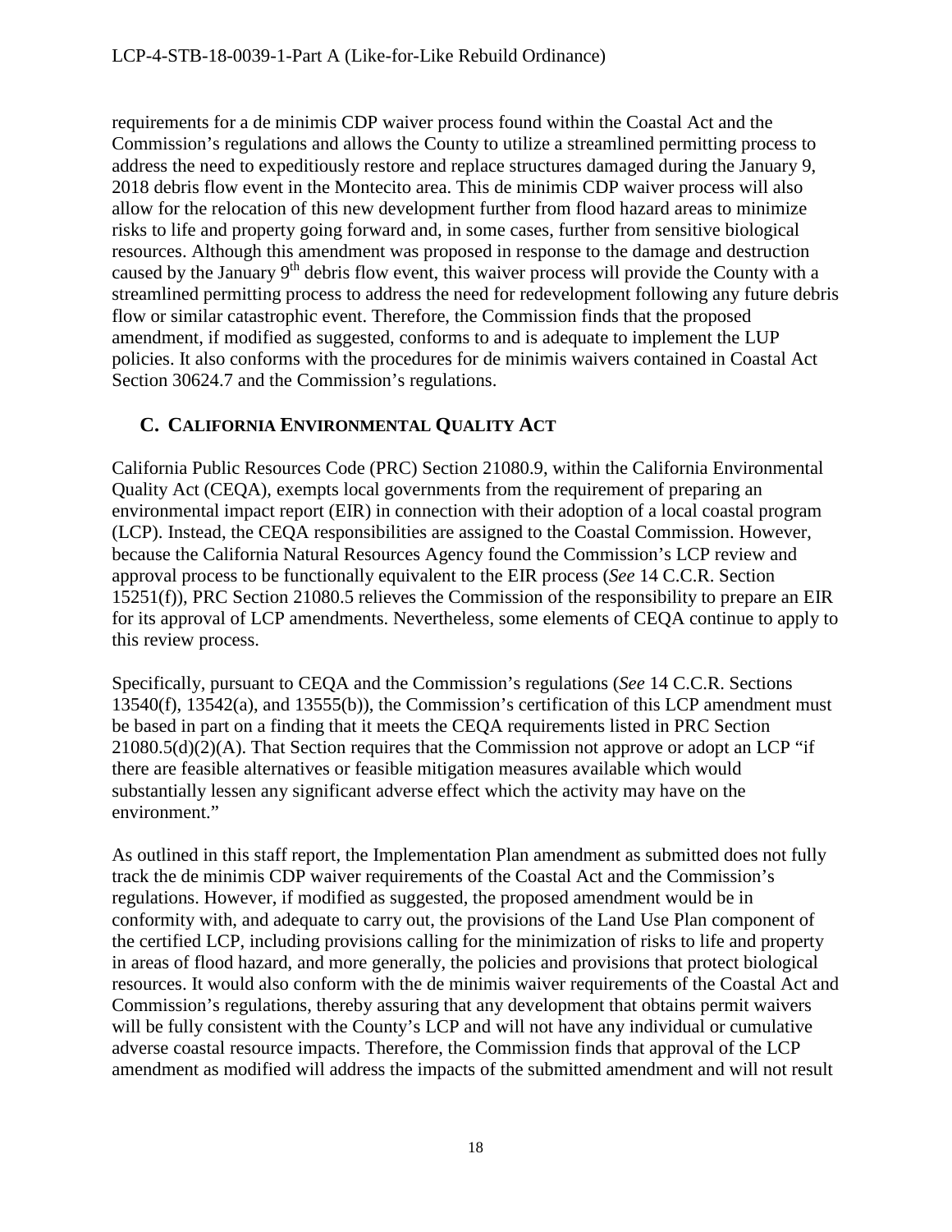requirements for a de minimis CDP waiver process found within the Coastal Act and the Commission's regulations and allows the County to utilize a streamlined permitting process to address the need to expeditiously restore and replace structures damaged during the January 9, 2018 debris flow event in the Montecito area. This de minimis CDP waiver process will also allow for the relocation of this new development further from flood hazard areas to minimize risks to life and property going forward and, in some cases, further from sensitive biological resources. Although this amendment was proposed in response to the damage and destruction caused by the January 9th debris flow event, this waiver process will provide the County with a streamlined permitting process to address the need for redevelopment following any future debris flow or similar catastrophic event. Therefore, the Commission finds that the proposed amendment, if modified as suggested, conforms to and is adequate to implement the LUP policies. It also conforms with the procedures for de minimis waivers contained in Coastal Act Section 30624.7 and the Commission's regulations.

## C. California Environmental Quality Act

California Public Resources Code (PRC) Section 21080.9, within the California Environmental Quality Act (CEQA), exempts local governments from the requirement of preparing an environmental impact report (EIR) in connection with their adoption of a local coastal program (LCP). Instead, the CEQA responsibilities are assigned to the Coastal Commission. However, because the California Natural Resources Agency found the Commission's LCP review and approval process to be functionally equivalent to the EIR process (*See* 14 C.C.R. Section 15251(f)), PRC Section 21080.5 relieves the Commission of the responsibility to prepare an EIR for its approval of LCP amendments. Nevertheless, some elements of CEQA continue to apply to this review process.

Specifically, pursuant to CEQA and the Commission's regulations (*See* 14 C.C.R. Sections 13540(f), 13542(a), and 13555(b)), the Commission's certification of this LCP amendment must be based in part on a finding that it meets the CEQA requirements listed in PRC Section 21080.5(d)(2)(A). That Section requires that the Commission not approve or adopt an LCP "if there are feasible alternatives or feasible mitigation measures available which would substantially lessen any significant adverse effect which the activity may have on the environment."

As outlined in this staff report, the Implementation Plan amendment as submitted does not fully track the de minimis CDP waiver requirements of the Coastal Act and the Commission's regulations. However, if modified as suggested, the proposed amendment would be in conformity with, and adequate to carry out, the provisions of the Land Use Plan component of the certified LCP, including provisions calling for the minimization of risks to life and property in areas of flood hazard, and more generally, the policies and provisions that protect biological resources. It would also conform with the de minimis waiver requirements of the Coastal Act and Commission's regulations, thereby assuring that any development that obtains permit waivers will be fully consistent with the County's LCP and will not have any individual or cumulative adverse coastal resource impacts. Therefore, the Commission finds that approval of the LCP amendment as modified will address the impacts of the submitted amendment and will not result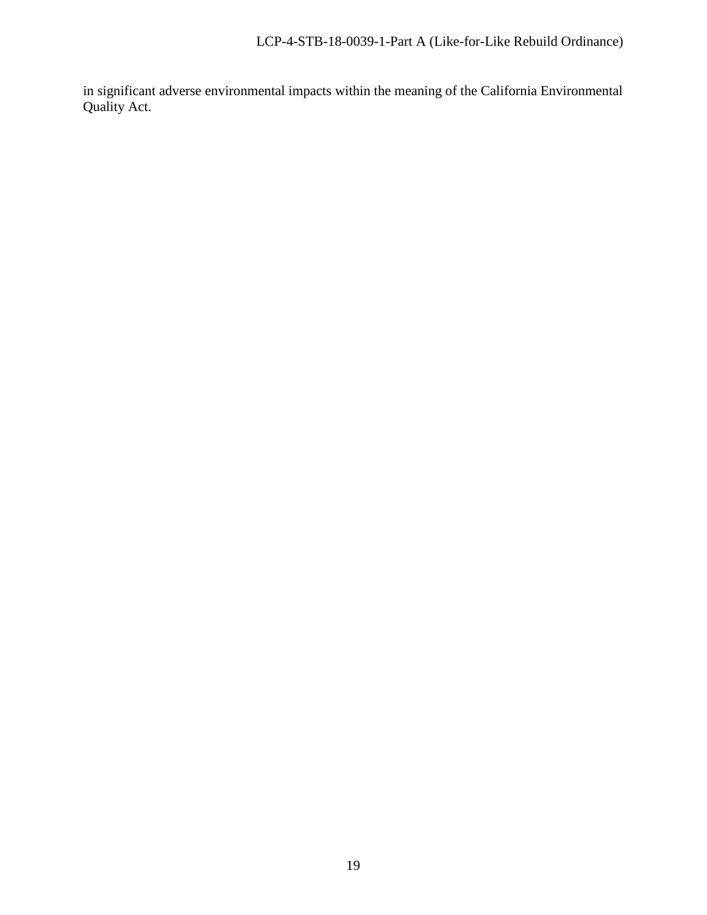in significant adverse environmental impacts within the meaning of the California Environmental Quality Act.